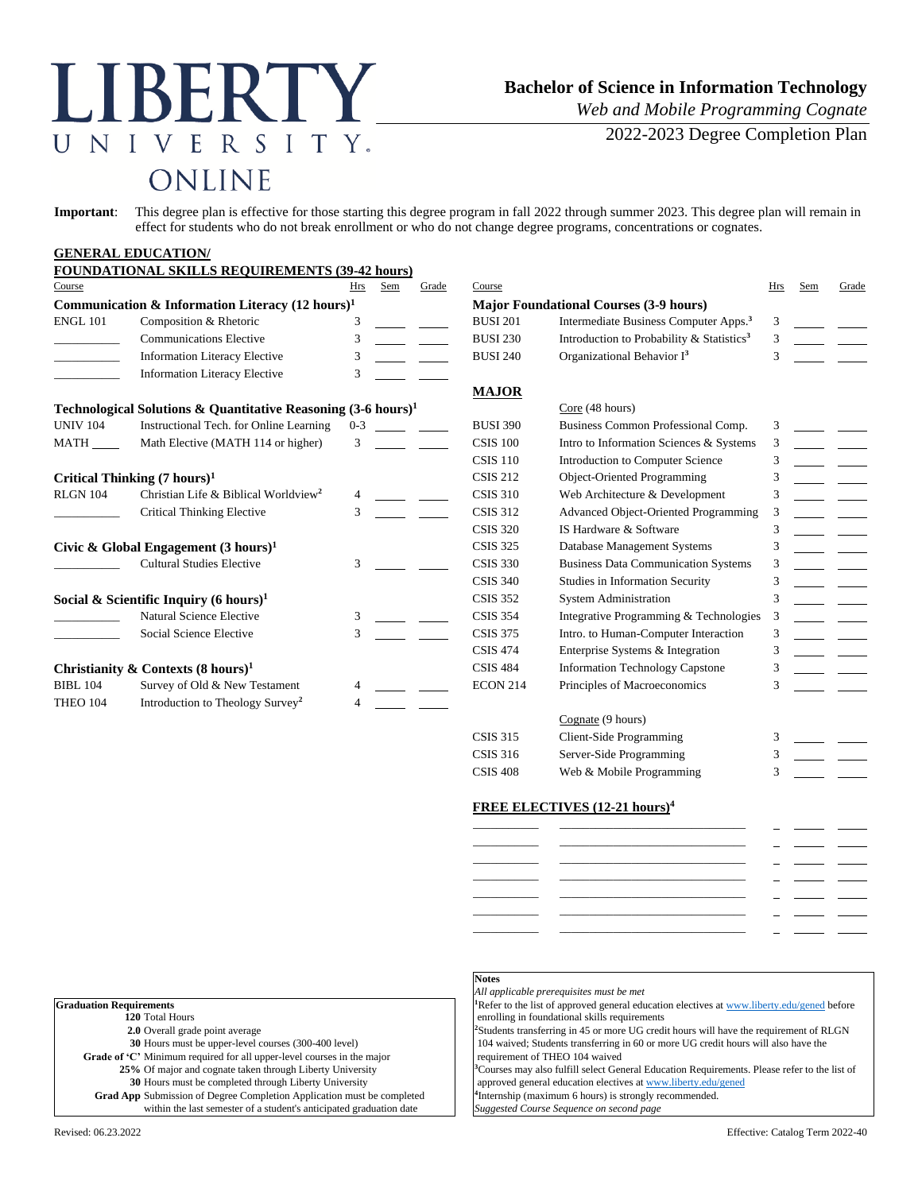# LIBERTY UNIVERSITY ONLINE

## Bachelor of Science in Information Technology

*Web and Mobile Programming Cognate*

2022-2023 Degree Completion Plan

**Important**: This degree plan is effective for those starting this degree program in fall 2022 through summer 2023. This degree plan will remain in effect for students who do not break enrollment or who do not change degree programs, concentrations or cognates.

## GENERAL EDUCATION/ FOUNDATIONAL SKILLS REQUIREMENTS (39-42 hours)

| Course | | Hrs | Sem | Grade |
|---|---|---|---|---|
| **Communication & Information Literacy (12 hours)[1]** | | | | |
| ENGL 101 | Composition & Rhetoric | 3 | | |
| ____ | Communications Elective | 3 | | |
| ____ | Information Literacy Elective | 3 | | |
| ____ | Information Literacy Elective | 3 | | |
| **Technological Solutions & Quantitative Reasoning (3-6 hours)[1]** | | | | |
| UNIV 104 | Instructional Tech. for Online Learning | 0-3 | | |
| MATH ____ | Math Elective (MATH 114 or higher) | 3 | | |
| **Critical Thinking (7 hours)[1]** | | | | |
| RLGN 104 | Christian Life & Biblical Worldview[2] | 4 | | |
| ____ | Critical Thinking Elective | 3 | | |
| **Civic & Global Engagement (3 hours)[1]** | | | | |
| ____ | Cultural Studies Elective | 3 | | |
| **Social & Scientific Inquiry (6 hours)[1]** | | | | |
| ____ | Natural Science Elective | 3 | | |
| ____ | Social Science Elective | 3 | | |
| **Christianity & Contexts (8 hours)[1]** | | | | |
| BIBL 104 | Survey of Old & New Testament | 4 | | |
| THEO 104 | Introduction to Theology Survey[2] | 4 | | |

| Course | | Hrs | Sem | Grade |
|---|---|---|---|---|
| **Major Foundational Courses (3-9 hours)** | | | | |
| BUSI 201 | Intermediate Business Computer Apps.[3] | 3 | | |
| BUSI 230 | Introduction to Probability & Statistics[3] | 3 | | |
| BUSI 240 | Organizational Behavior I[3] | 3 | | |

## MAJOR

| Course | Core (48 hours) | Hrs | Sem | Grade |
|---|---|---|---|---|
| BUSI 390 | Business Common Professional Comp. | 3 | | |
| CSIS 100 | Intro to Information Sciences & Systems | 3 | | |
| CSIS 110 | Introduction to Computer Science | 3 | | |
| CSIS 212 | Object-Oriented Programming | 3 | | |
| CSIS 310 | Web Architecture & Development | 3 | | |
| CSIS 312 | Advanced Object-Oriented Programming | 3 | | |
| CSIS 320 | IS Hardware & Software | 3 | | |
| CSIS 325 | Database Management Systems | 3 | | |
| CSIS 330 | Business Data Communication Systems | 3 | | |
| CSIS 340 | Studies in Information Security | 3 | | |
| CSIS 352 | System Administration | 3 | | |
| CSIS 354 | Integrative Programming & Technologies | 3 | | |
| CSIS 375 | Intro. to Human-Computer Interaction | 3 | | |
| CSIS 474 | Enterprise Systems & Integration | 3 | | |
| CSIS 484 | Information Technology Capstone | 3 | | |
| ECON 214 | Principles of Macroeconomics | 3 | | |
| | Cognate (9 hours) | | | |
| CSIS 315 | Client-Side Programming | 3 | | |
| CSIS 316 | Server-Side Programming | 3 | | |
| CSIS 408 | Web & Mobile Programming | 3 | | |

## FREE ELECTIVES (12-21 hours)[4]

| Course | | Hrs | Sem | Grade |
|---|---|---|---|---|
| | | | | |
| | | | | |
| | | | | |
| | | | | |
| | | | | |
| | | | | |
| | | | | |

**Graduation Requirements**

- **120** Total Hours
- **2.0** Overall grade point average
- **30** Hours must be upper-level courses (300-400 level)
- **Grade of 'C'** Minimum required for all upper-level courses in the major
- **25%** Of major and cognate taken through Liberty University
- **30** Hours must be completed through Liberty University
- **Grad App** Submission of Degree Completion Application must be completed within the last semester of a student's anticipated graduation date

**Notes**

*All applicable prerequisites must be met*

[1]Refer to the list of approved general education electives at www.liberty.edu/gened before enrolling in foundational skills requirements

[2]Students transferring in 45 or more UG credit hours will have the requirement of RLGN 104 waived; Students transferring in 60 or more UG credit hours will also have the requirement of THEO 104 waived

[3]Courses may also fulfill select General Education Requirements. Please refer to the list of approved general education electives at www.liberty.edu/gened

[4]Internship (maximum 6 hours) is strongly recommended.

*Suggested Course Sequence on second page*

Revised: 06.23.2022

Effective: Catalog Term 2022-40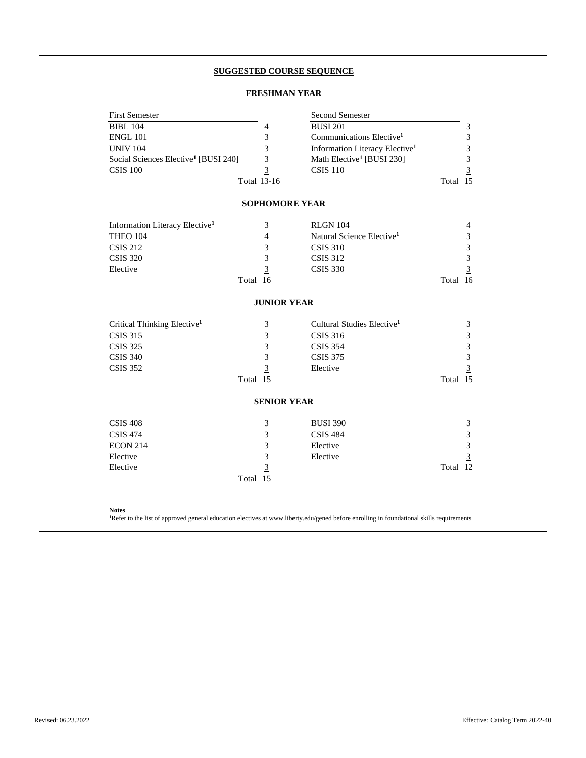## SUGGESTED COURSE SEQUENCE

### FRESHMAN YEAR

| First Semester | | Second Semester | |
|---|---|---|---|
| BIBL 104 | 4 | BUSI 201 | 3 |
| ENGL 101 | 3 | Communications Elective[1] | 3 |
| UNIV 104 | 3 | Information Literacy Elective[1] | 3 |
| Social Sciences Elective[1] [BUSI 240] | 3 | Math Elective[1] [BUSI 230] | 3 |
| CSIS 100 | 3 | CSIS 110 | 3 |
| | Total 13-16 | | Total 15 |

### SOPHOMORE YEAR

| | | | |
|---|---|---|---|
| Information Literacy Elective[1] | 3 | RLGN 104 | 4 |
| THEO 104 | 4 | Natural Science Elective[1] | 3 |
| CSIS 212 | 3 | CSIS 310 | 3 |
| CSIS 320 | 3 | CSIS 312 | 3 |
| Elective | 3 | CSIS 330 | 3 |
| | Total 16 | | Total 16 |

### JUNIOR YEAR

| | | | |
|---|---|---|---|
| Critical Thinking Elective[1] | 3 | Cultural Studies Elective[1] | 3 |
| CSIS 315 | 3 | CSIS 316 | 3 |
| CSIS 325 | 3 | CSIS 354 | 3 |
| CSIS 340 | 3 | CSIS 375 | 3 |
| CSIS 352 | 3 | Elective | 3 |
| | Total 15 | | Total 15 |

### SENIOR YEAR

| | | | |
|---|---|---|---|
| CSIS 408 | 3 | BUSI 390 | 3 |
| CSIS 474 | 3 | CSIS 484 | 3 |
| ECON 214 | 3 | Elective | 3 |
| Elective | 3 | Elective | 3 |
| Elective | 3 | | Total 12 |
| | Total 15 | | |

**Notes**

[1]Refer to the list of approved general education electives at www.liberty.edu/gened before enrolling in foundational skills requirements

Revised: 06.23.2022

Effective: Catalog Term 2022-40